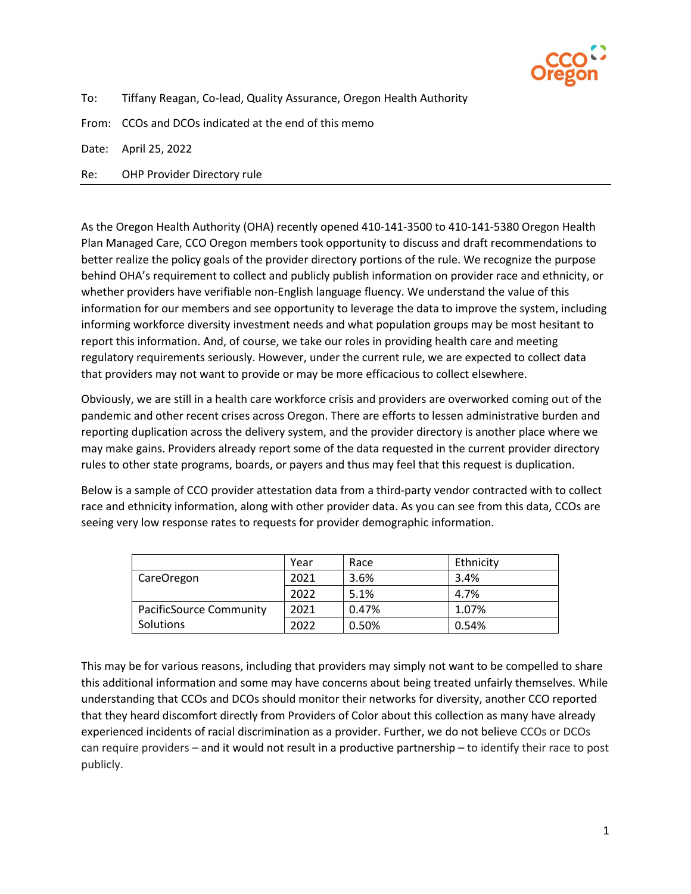To: Tiffany Reagan, Co-lead, Quality Assurance, Oregon Health Authority

From: CCOs and DCOs indicated at the end of this memo

Date: April 25, 2022

Re: OHP Provider Directory rule

---

As the Oregon Health Authority (OHA) recently opened 410-141-3500 to 410-141-5380 Oregon Health Plan Managed Care, CCO Oregon members took opportunity to discuss and draft recommendations to better realize the policy goals of the provider directory portions of the rule. We recognize the purpose behind OHA's requirement to collect and publicly publish information on provider race and ethnicity, or whether providers have verifiable non-English language fluency. We understand the value of this information for our members and see opportunity to leverage the data to improve the system, including informing workforce diversity investment needs and what population groups may be most hesitant to report this information. And, of course, we take our roles in providing health care and meeting regulatory requirements seriously. However, under the current rule, we are expected to collect data that providers may not want to provide or may be more efficacious to collect elsewhere.

Obviously, we are still in a health care workforce crisis and providers are overworked coming out of the pandemic and other recent crises across Oregon. There are efforts to lessen administrative burden and reporting duplication across the delivery system, and the provider directory is another place where we may make gains. Providers already report some of the data requested in the current provider directory rules to other state programs, boards, or payers and thus may feel that this request is duplication.

Below is a sample of CCO provider attestation data from a third-party vendor contracted with to collect race and ethnicity information, along with other provider data. As you can see from this data, CCOs are seeing very low response rates to requests for provider demographic information.

| | Year | Race | Ethnicity |
|---|---|---|---|
| CareOregon | 2021 | 3.6% | 3.4% |
| | 2022 | 5.1% | 4.7% |
| PacificSource Community Solutions | 2021 | 0.47% | 1.07% |
| | 2022 | 0.50% | 0.54% |

This may be for various reasons, including that providers may simply not want to be compelled to share this additional information and some may have concerns about being treated unfairly themselves. While understanding that CCOs and DCOs should monitor their networks for diversity, another CCO reported that they heard discomfort directly from Providers of Color about this collection as many have already experienced incidents of racial discrimination as a provider. Further, we do not believe CCOs or DCOs can require providers – and it would not result in a productive partnership – to identify their race to post publicly.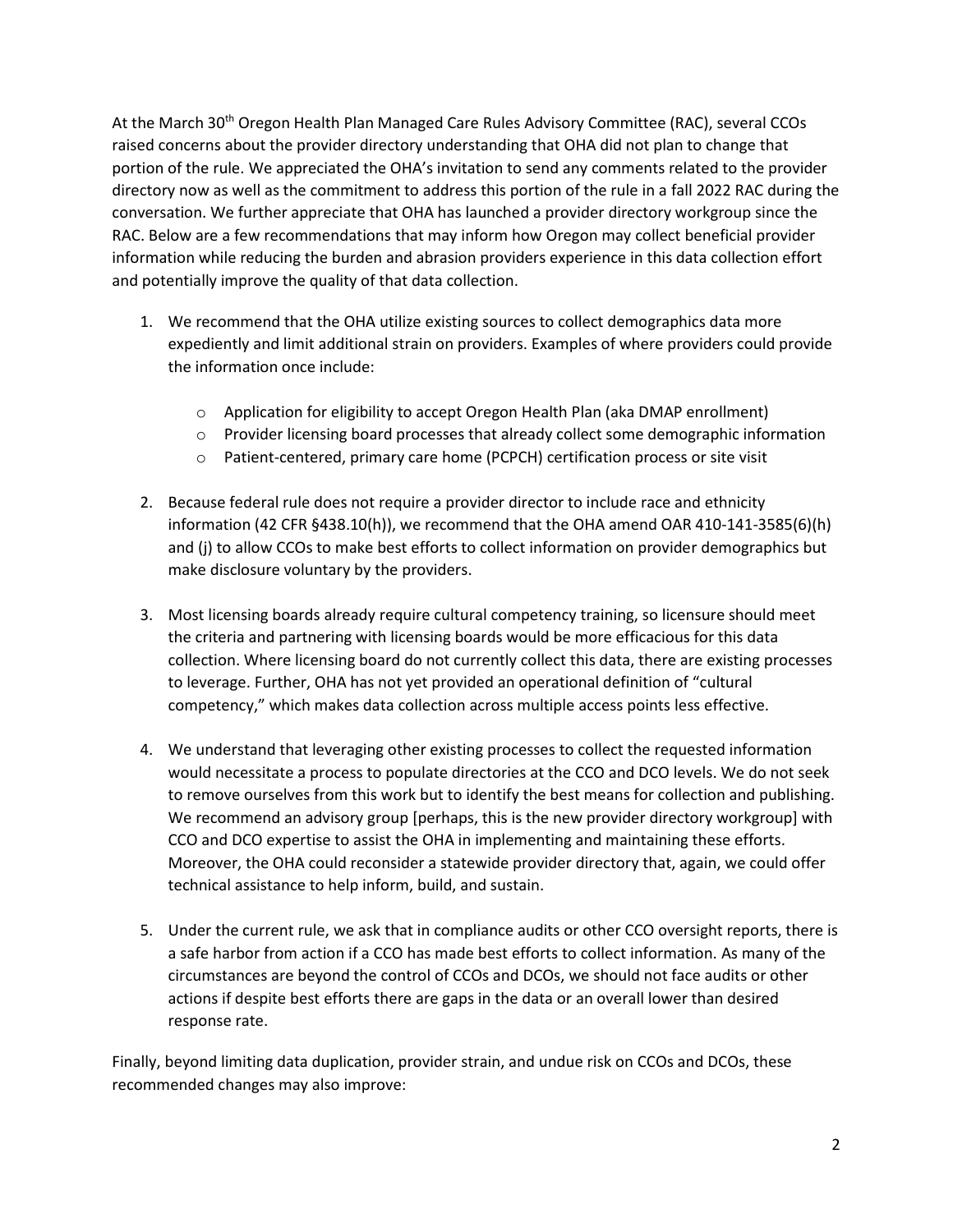At the March 30th Oregon Health Plan Managed Care Rules Advisory Committee (RAC), several CCOs raised concerns about the provider directory understanding that OHA did not plan to change that portion of the rule. We appreciated the OHA's invitation to send any comments related to the provider directory now as well as the commitment to address this portion of the rule in a fall 2022 RAC during the conversation. We further appreciate that OHA has launched a provider directory workgroup since the RAC. Below are a few recommendations that may inform how Oregon may collect beneficial provider information while reducing the burden and abrasion providers experience in this data collection effort and potentially improve the quality of that data collection.

1. We recommend that the OHA utilize existing sources to collect demographics data more expediently and limit additional strain on providers. Examples of where providers could provide the information once include:
   - Application for eligibility to accept Oregon Health Plan (aka DMAP enrollment)
   - Provider licensing board processes that already collect some demographic information
   - Patient-centered, primary care home (PCPCH) certification process or site visit

2. Because federal rule does not require a provider director to include race and ethnicity information (42 CFR §438.10(h)), we recommend that the OHA amend OAR 410-141-3585(6)(h) and (j) to allow CCOs to make best efforts to collect information on provider demographics but make disclosure voluntary by the providers.

3. Most licensing boards already require cultural competency training, so licensure should meet the criteria and partnering with licensing boards would be more efficacious for this data collection. Where licensing board do not currently collect this data, there are existing processes to leverage. Further, OHA has not yet provided an operational definition of "cultural competency," which makes data collection across multiple access points less effective.

4. We understand that leveraging other existing processes to collect the requested information would necessitate a process to populate directories at the CCO and DCO levels. We do not seek to remove ourselves from this work but to identify the best means for collection and publishing. We recommend an advisory group [perhaps, this is the new provider directory workgroup] with CCO and DCO expertise to assist the OHA in implementing and maintaining these efforts. Moreover, the OHA could reconsider a statewide provider directory that, again, we could offer technical assistance to help inform, build, and sustain.

5. Under the current rule, we ask that in compliance audits or other CCO oversight reports, there is a safe harbor from action if a CCO has made best efforts to collect information. As many of the circumstances are beyond the control of CCOs and DCOs, we should not face audits or other actions if despite best efforts there are gaps in the data or an overall lower than desired response rate.

Finally, beyond limiting data duplication, provider strain, and undue risk on CCOs and DCOs, these recommended changes may also improve: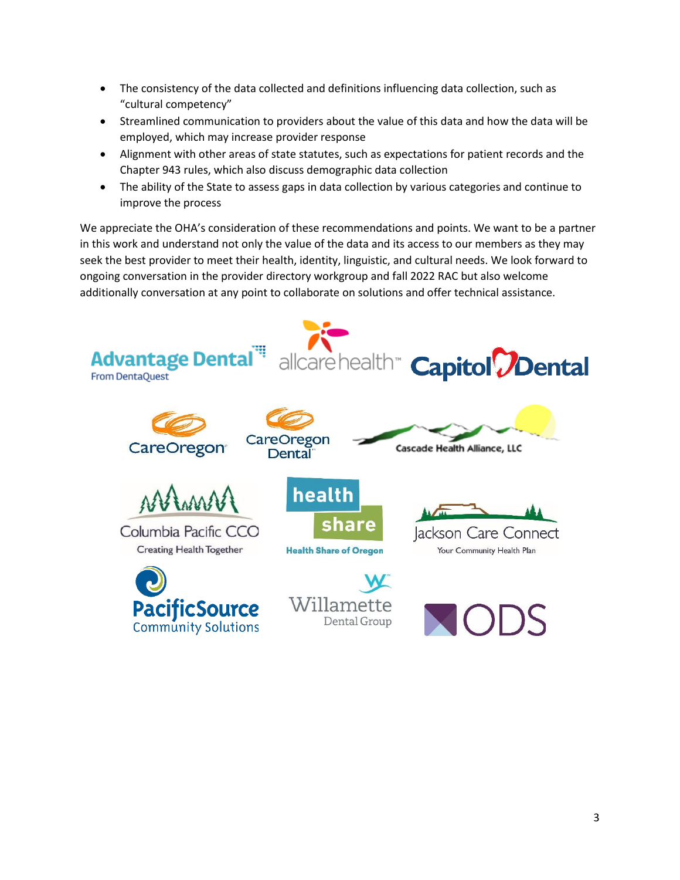- The consistency of the data collected and definitions influencing data collection, such as "cultural competency"
- Streamlined communication to providers about the value of this data and how the data will be employed, which may increase provider response
- Alignment with other areas of state statutes, such as expectations for patient records and the Chapter 943 rules, which also discuss demographic data collection
- The ability of the State to assess gaps in data collection by various categories and continue to improve the process

We appreciate the OHA's consideration of these recommendations and points. We want to be a partner in this work and understand not only the value of the data and its access to our members as they may seek the best provider to meet their health, identity, linguistic, and cultural needs. We look forward to ongoing conversation in the provider directory workgroup and fall 2022 RAC but also welcome additionally conversation at any point to collaborate on solutions and offer technical assistance.

Advantage Dental From DentaQuest

allcarehealth

Capitol Dental

CareOregon

CareOregon Dental

Cascade Health Alliance, LLC

Columbia Pacific CCO Creating Health Together

health share Health Share of Oregon

Jackson Care Connect Your Community Health Plan

PacificSource Community Solutions

Willamette Dental Group

ODS